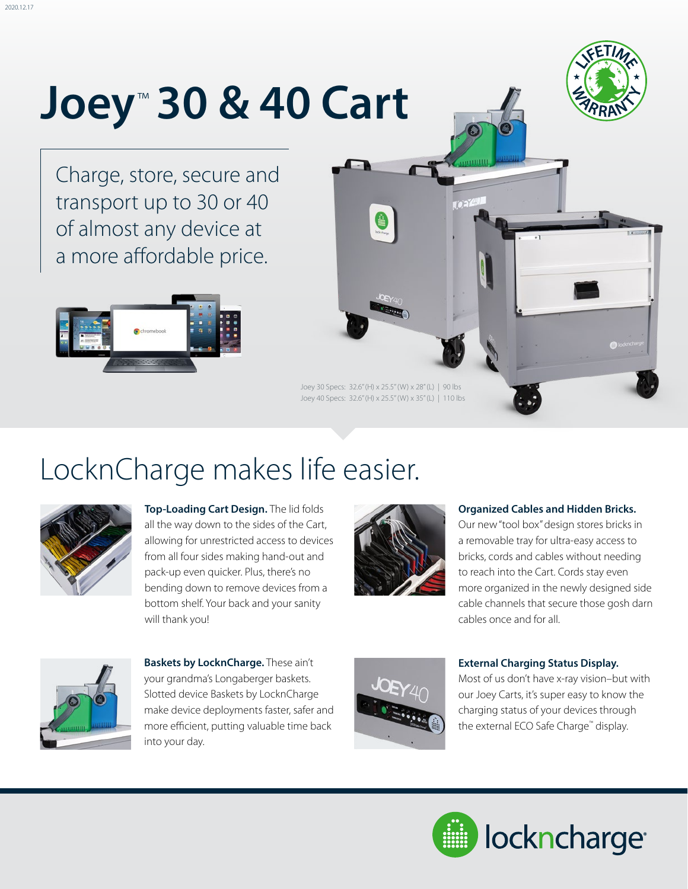# Joey™ 30 & 40 Cart

Charge, store, secure and transport up to 30 or 40 of almost any device at a more affordable price.

Joey 30 Specs: 32.6" (H) x 25.5" (W) x 28" (L) | 90 lbs
Joey 40 Specs: 32.6" (H) x 25.5" (W) x 35" (L) | 110 lbs

## LocknCharge makes life easier.

**Top-Loading Cart Design.** The lid folds all the way down to the sides of the Cart, allowing for unrestricted access to devices from all four sides making hand-out and pack-up even quicker. Plus, there's no bending down to remove devices from a bottom shelf. Your back and your sanity will thank you!

**Organized Cables and Hidden Bricks.** Our new "tool box" design stores bricks in a removable tray for ultra-easy access to bricks, cords and cables without needing to reach into the Cart. Cords stay even more organized in the newly designed side cable channels that secure those gosh darn cables once and for all.

**Baskets by LocknCharge.** These ain't your grandma's Longaberger baskets. Slotted device Baskets by LocknCharge make device deployments faster, safer and more efficient, putting valuable time back into your day.

**External Charging Status Display.** Most of us don't have x-ray vision–but with our Joey Carts, it's super easy to know the charging status of your devices through the external ECO Safe Charge™ display.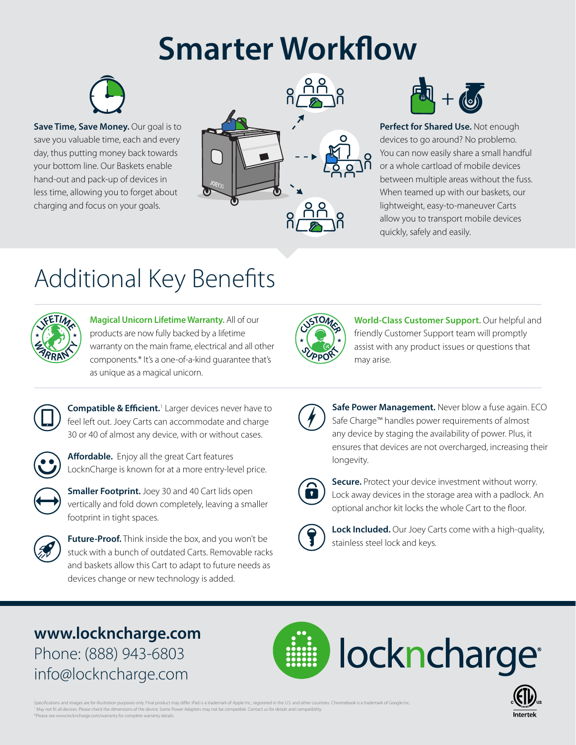# Smarter Workflow

**Save Time, Save Money.** Our goal is to save you valuable time, each and every day, thus putting money back towards your bottom line. Our Baskets enable hand-out and pack-up of devices in less time, allowing you to forget about charging and focus on your goals.

**Perfect for Shared Use.** Not enough devices to go around? No problemo. You can now easily share a small handful or a whole cartload of mobile devices between multiple areas without the fuss. When teamed up with our baskets, our lightweight, easy-to-maneuver Carts allow you to transport mobile devices quickly, safely and easily.

# Additional Key Benefits

**Magical Unicorn Lifetime Warranty.** All of our products are now fully backed by a lifetime warranty on the main frame, electrical and all other components.* It's a one-of-a-kind guarantee that's as unique as a magical unicorn.

**World-Class Customer Support.** Our helpful and friendly Customer Support team will promptly assist with any product issues or questions that may arise.

**Compatible & Efficient.**[1] Larger devices never have to feel left out. Joey Carts can accommodate and charge 30 or 40 of almost any device, with or without cases.

**Affordable.** Enjoy all the great Cart features LocknCharge is known for at a more entry-level price.

**Smaller Footprint.** Joey 30 and 40 Cart lids open vertically and fold down completely, leaving a smaller footprint in tight spaces.

**Future-Proof.** Think inside the box, and you won't be stuck with a bunch of outdated Carts. Removable racks and baskets allow this Cart to adapt to future needs as devices change or new technology is added.

**Safe Power Management.** Never blow a fuse again. ECO Safe Charge™ handles power requirements of almost any device by staging the availability of power. Plus, it ensures that devices are not overcharged, increasing their longevity.

**Secure.** Protect your device investment without worry. Lock away devices in the storage area with a padlock. An optional anchor kit locks the whole Cart to the floor.

**Lock Included.** Our Joey Carts come with a high-quality, stainless steel lock and keys.

**www.lockncharge.com**
Phone: (888) 943-6803
info@lockncharge.com

lockncharge®

Specifications and images are for illustration purposes only. Final product may differ. iPad is a trademark of Apple Inc., registered in the U.S. and other countries. Chromebook is a trademark of Google Inc.
[1] May not fit all devices. Please check the dimensions of the device. Some Power Adapters may not be compatible. Contact us for details and compatibility.
*Please see www.lockncharge.com/warranty for complete warranty details.